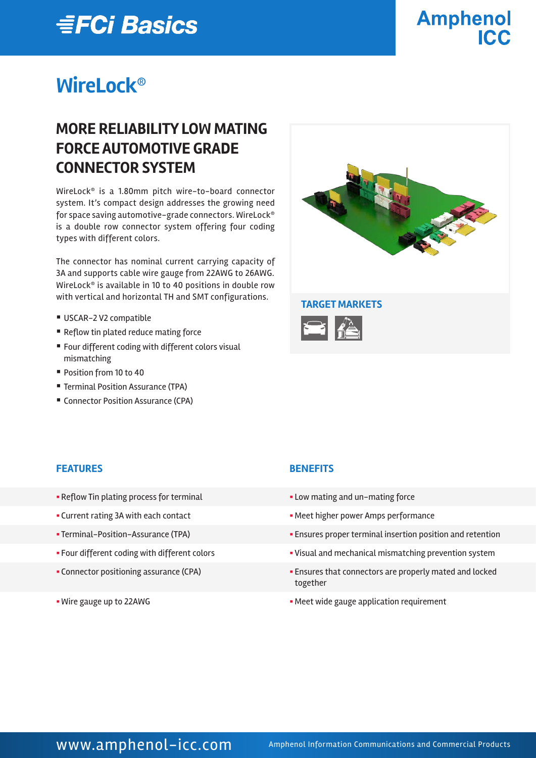# WireLock®

## MORE RELIABILITY LOW MATING FORCE AUTOMOTIVE GRADE CONNECTOR SYSTEM

WireLock® is a 1.80mm pitch wire-to-board connector system. It's compact design addresses the growing need for space saving automotive-grade connectors. WireLock® is a double row connector system offering four coding types with different colors.

The connector has nominal current carrying capacity of 3A and supports cable wire gauge from 22AWG to 26AWG. WireLock® is available in 10 to 40 positions in double row with vertical and horizontal TH and SMT configurations.

- USCAR-2 V2 compatible
- Reflow tin plated reduce mating force
- Four different coding with different colors visual mismatching
- Position from 10 to 40
- Terminal Position Assurance (TPA)
- Connector Position Assurance (CPA)

### TARGET MARKETS

| FEATURES | BENEFITS |
| --- | --- |
| Reflow Tin plating process for terminal | Low mating and un-mating force |
| Current rating 3A with each contact | Meet higher power Amps performance |
| Terminal-Position-Assurance (TPA) | Ensures proper terminal insertion position and retention |
| Four different coding with different colors | Visual and mechanical mismatching prevention system |
| Connector positioning assurance (CPA) | Ensures that connectors are properly mated and locked together |
| Wire gauge up to 22AWG | Meet wide gauge application requirement |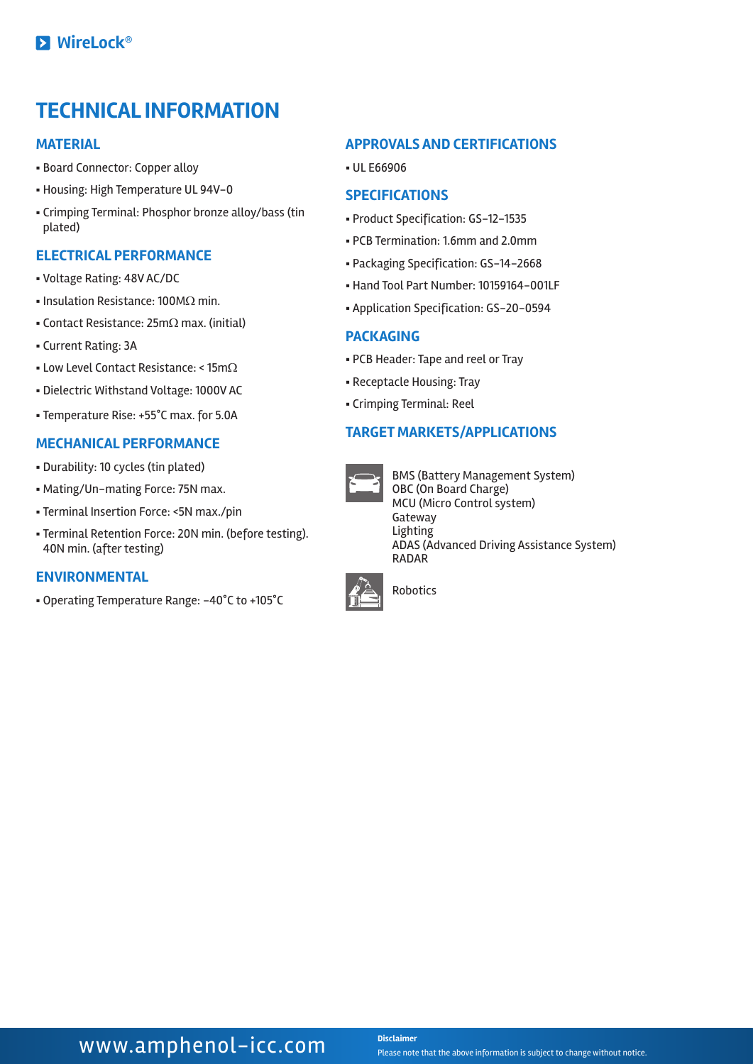# TECHNICAL INFORMATION

## MATERIAL

- Board Connector: Copper alloy
- Housing: High Temperature UL 94V-0
- Crimping Terminal: Phosphor bronze alloy/bass (tin plated)

## ELECTRICAL PERFORMANCE

- Voltage Rating: 48V AC/DC
- Insulation Resistance: 100MΩ min.
- Contact Resistance: 25mΩ max. (initial)
- Current Rating: 3A
- Low Level Contact Resistance: < 15mΩ
- Dielectric Withstand Voltage: 1000V AC
- Temperature Rise: +55°C max. for 5.0A

## MECHANICAL PERFORMANCE

- Durability: 10 cycles (tin plated)
- Mating/Un-mating Force: 75N max.
- Terminal Insertion Force: <5N max./pin
- Terminal Retention Force: 20N min. (before testing). 40N min. (after testing)

## ENVIRONMENTAL

- Operating Temperature Range: -40°C to +105°C

## APPROVALS AND CERTIFICATIONS

- UL E66906

## SPECIFICATIONS

- Product Specification: GS-12-1535
- PCB Termination: 1.6mm and 2.0mm
- Packaging Specification: GS-14-2668
- Hand Tool Part Number: 10159164-001LF
- Application Specification: GS-20-0594

## PACKAGING

- PCB Header: Tape and reel or Tray
- Receptacle Housing: Tray
- Crimping Terminal: Reel

## TARGET MARKETS/APPLICATIONS

BMS (Battery Management System)
OBC (On Board Charge)
MCU (Micro Control system)
Gateway
Lighting
ADAS (Advanced Driving Assistance System)
RADAR

Robotics

www.amphenol-icc.com

**Disclaimer**
Please note that the above information is subject to change without notice.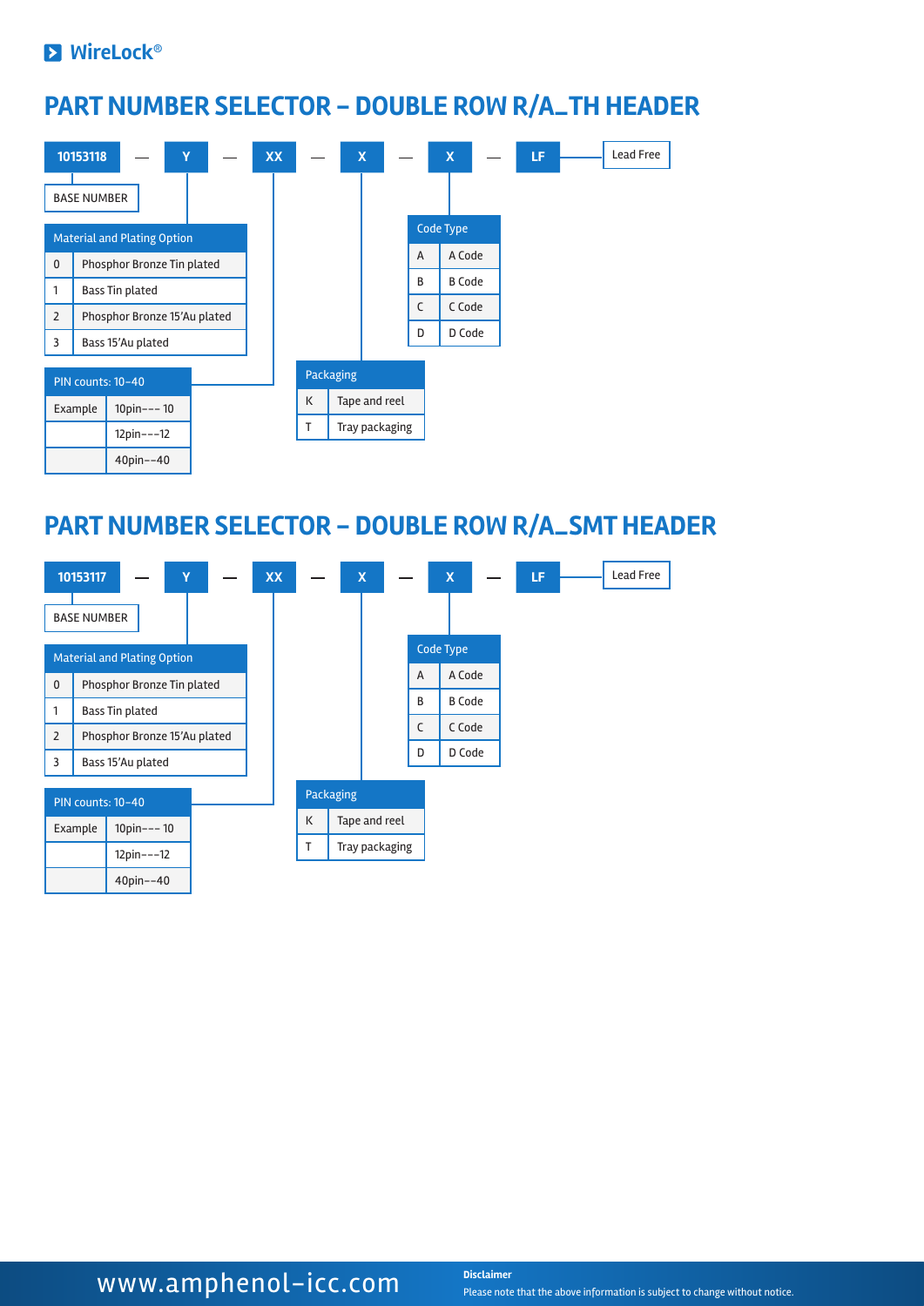WireLock®

# PART NUMBER SELECTOR – DOUBLE ROW R/A_TH HEADER

10153118 — Y — XX — X — X — LF

- 10153118: BASE NUMBER
- LF: Lead Free

| Material and Plating Option | |
|---|---|
| 0 | Phosphor Bronze Tin plated |
| 1 | Bass Tin plated |
| 2 | Phosphor Bronze 15'Au plated |
| 3 | Bass 15'Au plated |

| PIN counts: 10–40 | |
|---|---|
| Example | 10pin--- 10 |
| | 12pin---12 |
| | 40pin--40 |

| Packaging | |
|---|---|
| K | Tape and reel |
| T | Tray packaging |

| Code Type | |
|---|---|
| A | A Code |
| B | B Code |
| C | C Code |
| D | D Code |

# PART NUMBER SELECTOR – DOUBLE ROW R/A_SMT HEADER

10153117 — Y — XX — X — X — LF

- 10153117: BASE NUMBER
- LF: Lead Free

| Material and Plating Option | |
|---|---|
| 0 | Phosphor Bronze Tin plated |
| 1 | Bass Tin plated |
| 2 | Phosphor Bronze 15'Au plated |
| 3 | Bass 15'Au plated |

| PIN counts: 10–40 | |
|---|---|
| Example | 10pin--- 10 |
| | 12pin---12 |
| | 40pin--40 |

| Packaging | |
|---|---|
| K | Tape and reel |
| T | Tray packaging |

| Code Type | |
|---|---|
| A | A Code |
| B | B Code |
| C | C Code |
| D | D Code |

www.amphenol-icc.com

**Disclaimer**

Please note that the above information is subject to change without notice.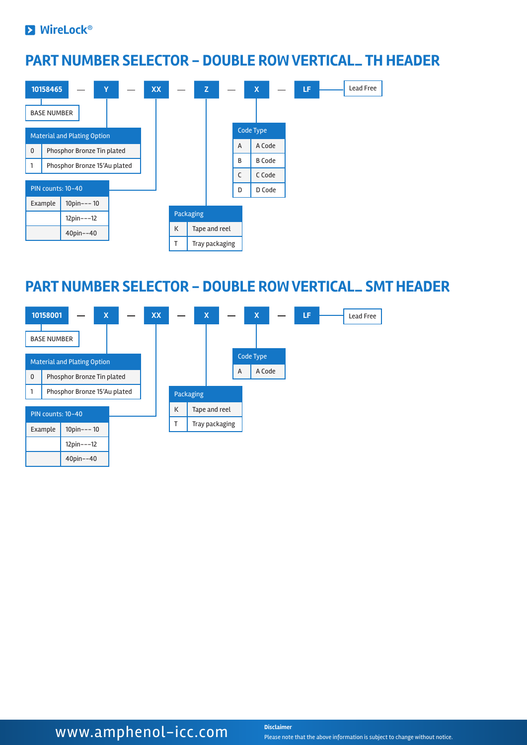WireLock®

# PART NUMBER SELECTOR – DOUBLE ROW VERTICAL_ TH HEADER

**10158465 — Y — XX — Z — X — LF**

- 10158465: BASE NUMBER
- LF: Lead Free

| Material and Plating Option | |
|---|---|
| 0 | Phosphor Bronze Tin plated |
| 1 | Phosphor Bronze 15'Au plated |

| PIN counts: 10–40 | |
|---|---|
| Example | 10pin--- 10 |
| | 12pin---12 |
| | 40pin--40 |

| Packaging | |
|---|---|
| K | Tape and reel |
| T | Tray packaging |

| Code Type | |
|---|---|
| A | A Code |
| B | B Code |
| C | C Code |
| D | D Code |

# PART NUMBER SELECTOR – DOUBLE ROW VERTICAL_ SMT HEADER

**10158001 — X — XX — X — X — LF**

- 10158001: BASE NUMBER
- LF: Lead Free

| Material and Plating Option | |
|---|---|
| 0 | Phosphor Bronze Tin plated |
| 1 | Phosphor Bronze 15'Au plated |

| PIN counts: 10–40 | |
|---|---|
| Example | 10pin--- 10 |
| | 12pin---12 |
| | 40pin--40 |

| Packaging | |
|---|---|
| K | Tape and reel |
| T | Tray packaging |

| Code Type | |
|---|---|
| A | A Code |

www.amphenol-icc.com

**Disclaimer**

Please note that the above information is subject to change without notice.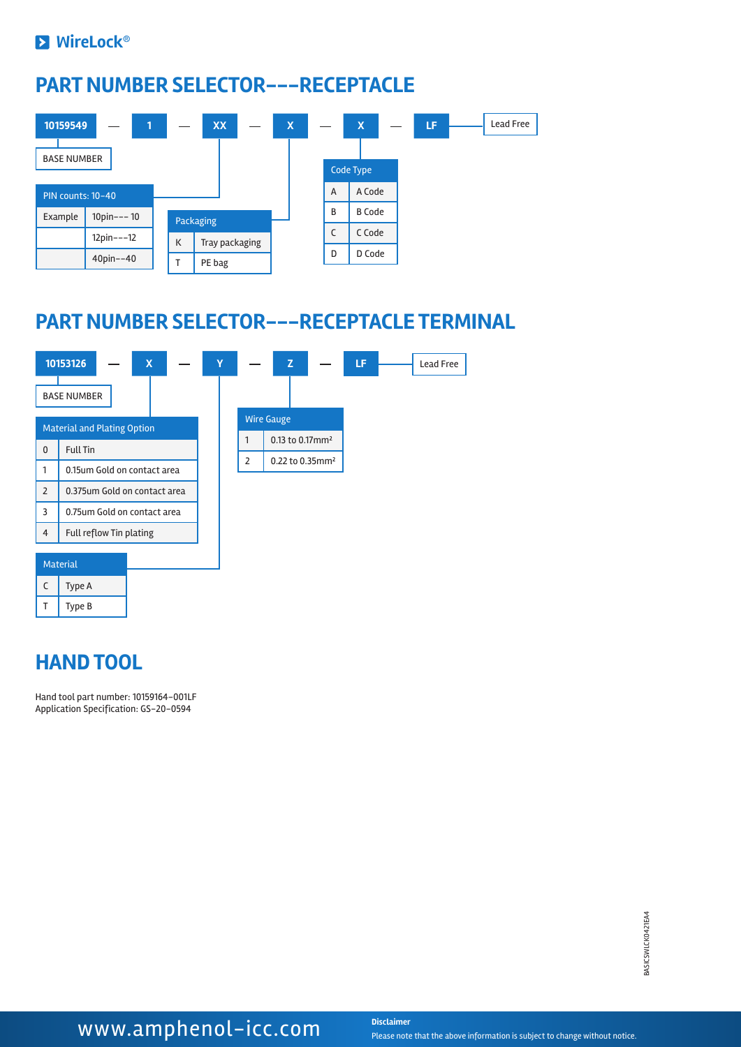WireLock®

## PART NUMBER SELECTOR---RECEPTACLE

10159549 — 1 — XX — X — X — LF

- 10159549: BASE NUMBER
- LF: Lead Free

| PIN counts: 10-40 | |
|---|---|
| Example | 10pin--- 10 |
| | 12pin---12 |
| | 40pin--40 |

| Packaging | |
|---|---|
| K | Tray packaging |
| T | PE bag |

| Code Type | |
|---|---|
| A | A Code |
| B | B Code |
| C | C Code |
| D | D Code |

## PART NUMBER SELECTOR---RECEPTACLE TERMINAL

10153126 — X — Y — Z — LF

- 10153126: BASE NUMBER
- LF: Lead Free

| Material and Plating Option | |
|---|---|
| 0 | Full Tin |
| 1 | 0.15um Gold on contact area |
| 2 | 0.375um Gold on contact area |
| 3 | 0.75um Gold on contact area |
| 4 | Full reflow Tin plating |

| Material | |
|---|---|
| C | Type A |
| T | Type B |

| Wire Gauge | |
|---|---|
| 1 | 0.13 to 0.17mm² |
| 2 | 0.22 to 0.35mm² |

## HAND TOOL

Hand tool part number: 10159164-001LF
Application Specification: GS-20-0594

BASICSWLCK0421EA4

www.amphenol-icc.com

**Disclaimer**
Please note that the above information is subject to change without notice.